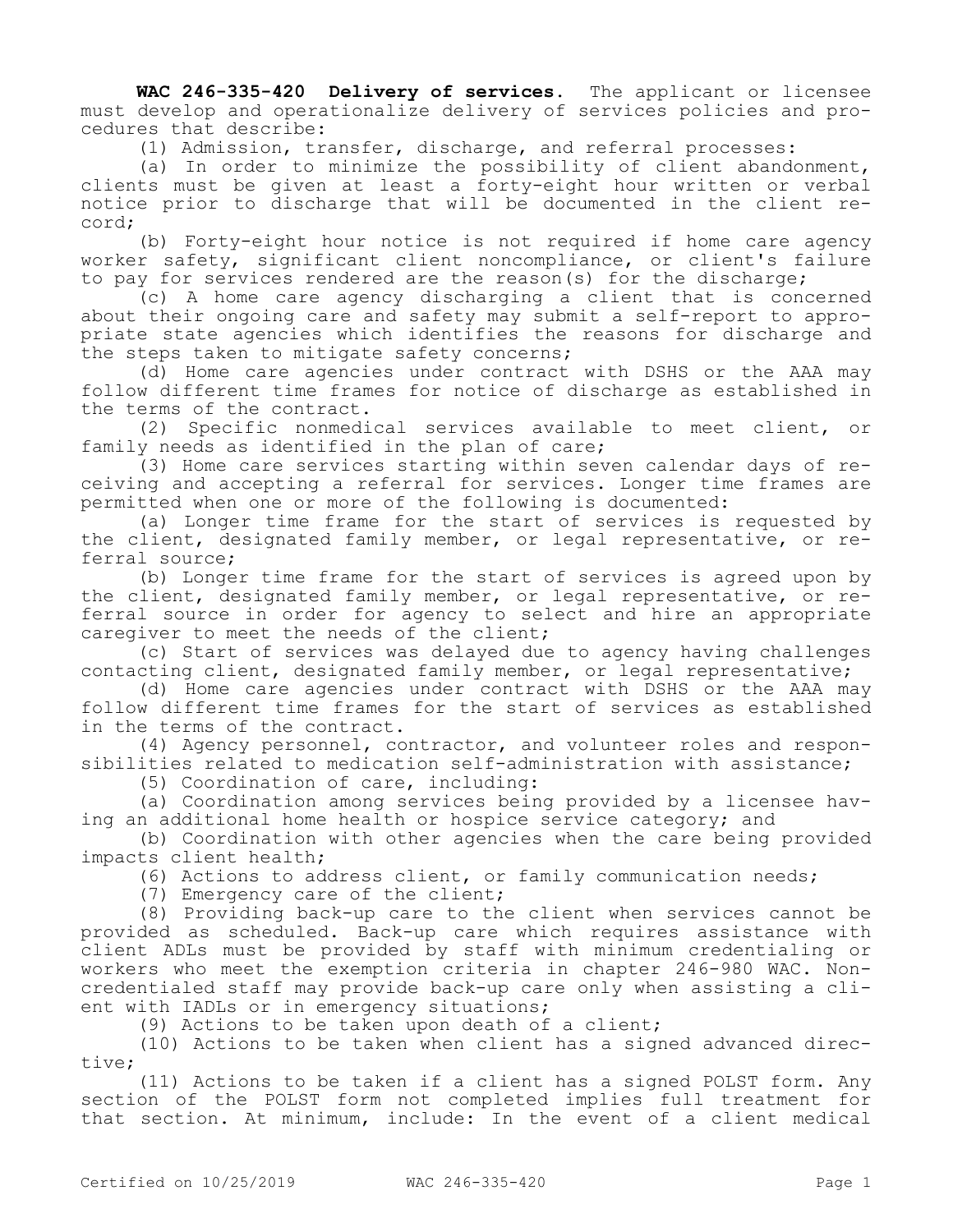**WAC 246-335-420 Delivery of services.** The applicant or licensee must develop and operationalize delivery of services policies and procedures that describe:

(1) Admission, transfer, discharge, and referral processes:

(a) In order to minimize the possibility of client abandonment, clients must be given at least a forty-eight hour written or verbal notice prior to discharge that will be documented in the client record;

(b) Forty-eight hour notice is not required if home care agency worker safety, significant client noncompliance, or client's failure to pay for services rendered are the reason(s) for the discharge;

(c) A home care agency discharging a client that is concerned about their ongoing care and safety may submit a self-report to appropriate state agencies which identifies the reasons for discharge and the steps taken to mitigate safety concerns;

(d) Home care agencies under contract with DSHS or the AAA may follow different time frames for notice of discharge as established in the terms of the contract.

(2) Specific nonmedical services available to meet client, or family needs as identified in the plan of care;

(3) Home care services starting within seven calendar days of receiving and accepting a referral for services. Longer time frames are permitted when one or more of the following is documented:

(a) Longer time frame for the start of services is requested by the client, designated family member, or legal representative, or referral source;

(b) Longer time frame for the start of services is agreed upon by the client, designated family member, or legal representative, or referral source in order for agency to select and hire an appropriate caregiver to meet the needs of the client;

(c) Start of services was delayed due to agency having challenges contacting client, designated family member, or legal representative;

(d) Home care agencies under contract with DSHS or the AAA may follow different time frames for the start of services as established in the terms of the contract.

(4) Agency personnel, contractor, and volunteer roles and responsibilities related to medication self-administration with assistance;

(5) Coordination of care, including:

(a) Coordination among services being provided by a licensee having an additional home health or hospice service category; and

(b) Coordination with other agencies when the care being provided impacts client health;

(6) Actions to address client, or family communication needs;

(7) Emergency care of the client;

(8) Providing back-up care to the client when services cannot be provided as scheduled. Back-up care which requires assistance with client ADLs must be provided by staff with minimum credentialing or workers who meet the exemption criteria in chapter 246-980 WAC. Non-credentialed staff may provide back-up care only when assisting a client with IADLs or in emergency situations;

(9) Actions to be taken upon death of a client;

(10) Actions to be taken when client has a signed advanced directive;

(11) Actions to be taken if a client has a signed POLST form. Any section of the POLST form not completed implies full treatment for that section. At minimum, include: In the event of a client medical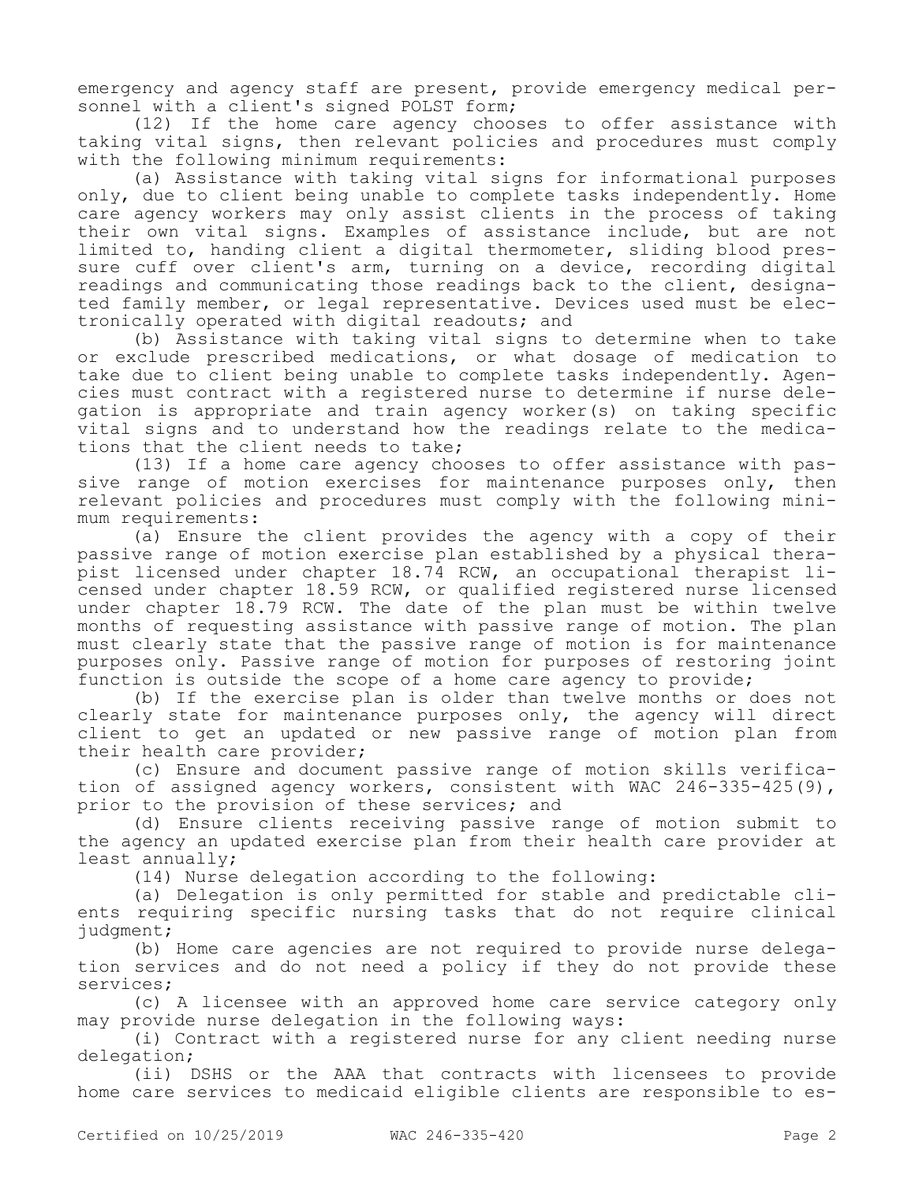emergency and agency staff are present, provide emergency medical personnel with a client's signed POLST form;

(12) If the home care agency chooses to offer assistance with taking vital signs, then relevant policies and procedures must comply with the following minimum requirements:

(a) Assistance with taking vital signs for informational purposes only, due to client being unable to complete tasks independently. Home care agency workers may only assist clients in the process of taking their own vital signs. Examples of assistance include, but are not limited to, handing client a digital thermometer, sliding blood pressure cuff over client's arm, turning on a device, recording digital readings and communicating those readings back to the client, designated family member, or legal representative. Devices used must be electronically operated with digital readouts; and

(b) Assistance with taking vital signs to determine when to take or exclude prescribed medications, or what dosage of medication to take due to client being unable to complete tasks independently. Agencies must contract with a registered nurse to determine if nurse delegation is appropriate and train agency worker(s) on taking specific vital signs and to understand how the readings relate to the medications that the client needs to take;

(13) If a home care agency chooses to offer assistance with passive range of motion exercises for maintenance purposes only, then relevant policies and procedures must comply with the following minimum requirements:

(a) Ensure the client provides the agency with a copy of their passive range of motion exercise plan established by a physical therapist licensed under chapter 18.74 RCW, an occupational therapist licensed under chapter 18.59 RCW, or qualified registered nurse licensed under chapter 18.79 RCW. The date of the plan must be within twelve months of requesting assistance with passive range of motion. The plan must clearly state that the passive range of motion is for maintenance purposes only. Passive range of motion for purposes of restoring joint function is outside the scope of a home care agency to provide;

(b) If the exercise plan is older than twelve months or does not clearly state for maintenance purposes only, the agency will direct client to get an updated or new passive range of motion plan from their health care provider;

(c) Ensure and document passive range of motion skills verification of assigned agency workers, consistent with WAC 246-335-425(9), prior to the provision of these services; and

(d) Ensure clients receiving passive range of motion submit to the agency an updated exercise plan from their health care provider at least annually;

(14) Nurse delegation according to the following:

(a) Delegation is only permitted for stable and predictable clients requiring specific nursing tasks that do not require clinical judgment;

(b) Home care agencies are not required to provide nurse delegation services and do not need a policy if they do not provide these services;

(c) A licensee with an approved home care service category only may provide nurse delegation in the following ways:

(i) Contract with a registered nurse for any client needing nurse delegation;

(ii) DSHS or the AAA that contracts with licensees to provide home care services to medicaid eligible clients are responsible to es-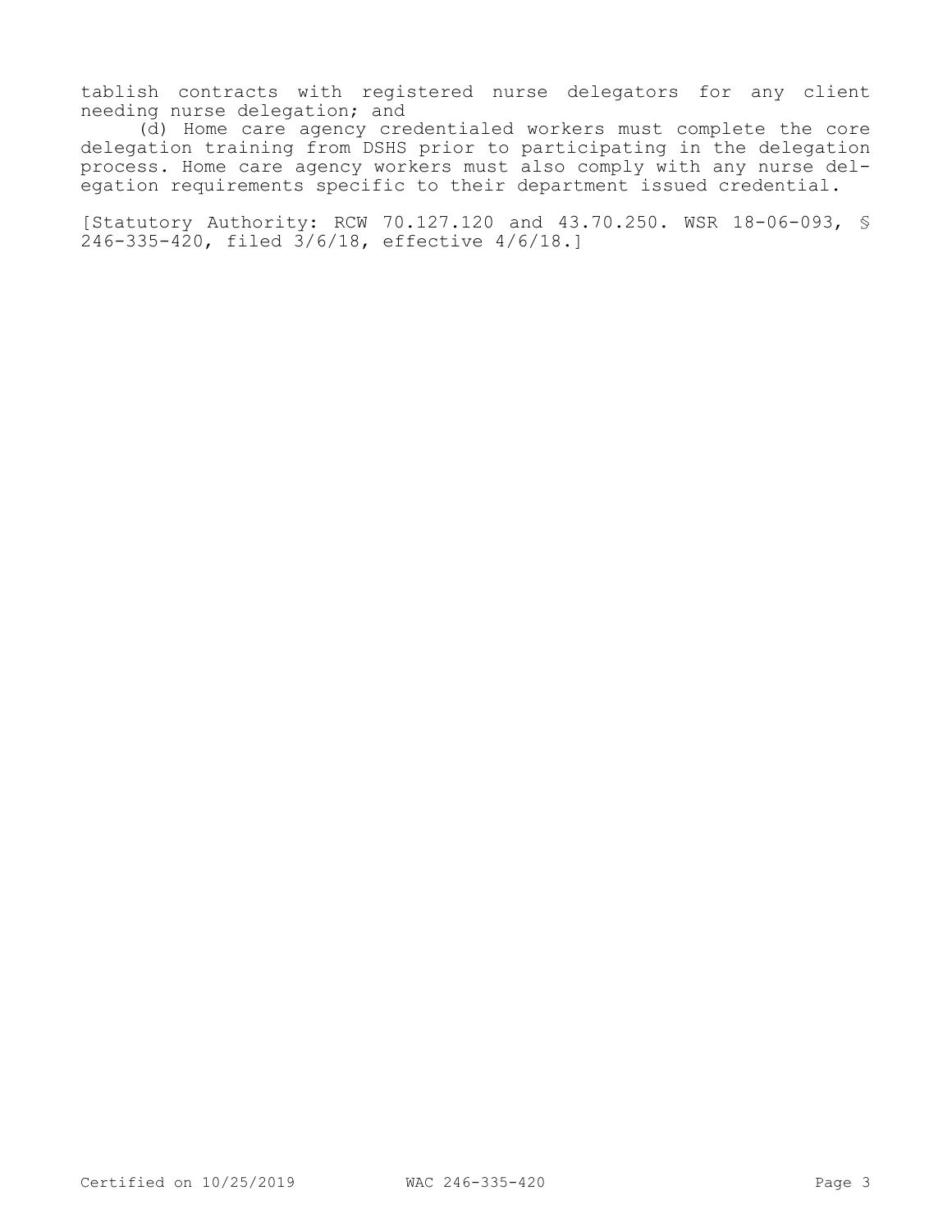tablish contracts with registered nurse delegators for any client needing nurse delegation; and

(d) Home care agency credentialed workers must complete the core delegation training from DSHS prior to participating in the delegation process. Home care agency workers must also comply with any nurse delegation requirements specific to their department issued credential.

[Statutory Authority: RCW 70.127.120 and 43.70.250. WSR 18-06-093, § 246-335-420, filed 3/6/18, effective 4/6/18.]